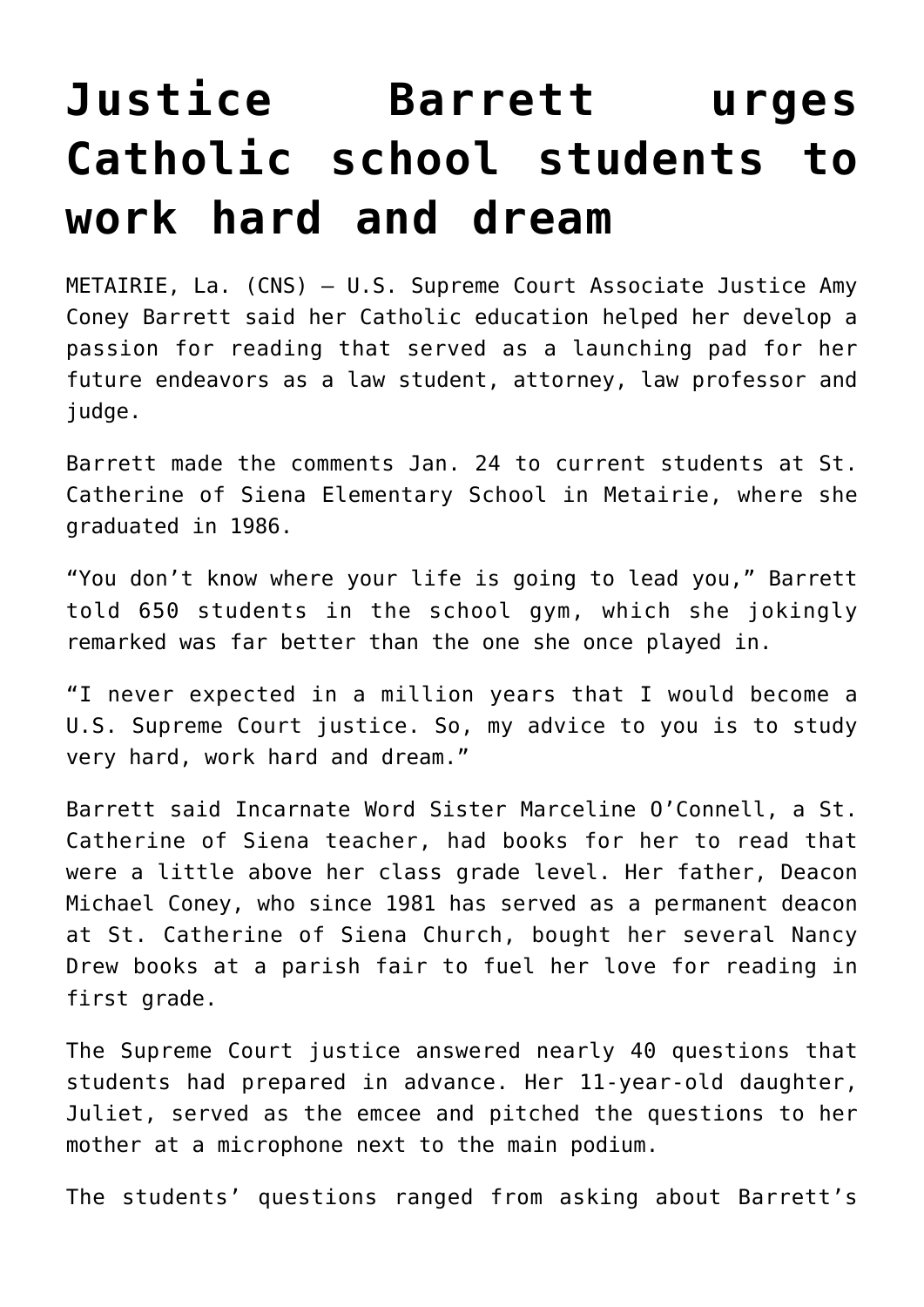# Justice Barrett urges Catholic school students to work hard and dream

METAIRIE, La. (CNS) — U.S. Supreme Court Associate Justice Amy Coney Barrett said her Catholic education helped her develop a passion for reading that served as a launching pad for her future endeavors as a law student, attorney, law professor and judge.

Barrett made the comments Jan. 24 to current students at St. Catherine of Siena Elementary School in Metairie, where she graduated in 1986.

"You don't know where your life is going to lead you," Barrett told 650 students in the school gym, which she jokingly remarked was far better than the one she once played in.

"I never expected in a million years that I would become a U.S. Supreme Court justice. So, my advice to you is to study very hard, work hard and dream."

Barrett said Incarnate Word Sister Marceline O'Connell, a St. Catherine of Siena teacher, had books for her to read that were a little above her class grade level. Her father, Deacon Michael Coney, who since 1981 has served as a permanent deacon at St. Catherine of Siena Church, bought her several Nancy Drew books at a parish fair to fuel her love for reading in first grade.

The Supreme Court justice answered nearly 40 questions that students had prepared in advance. Her 11-year-old daughter, Juliet, served as the emcee and pitched the questions to her mother at a microphone next to the main podium.

The students' questions ranged from asking about Barrett's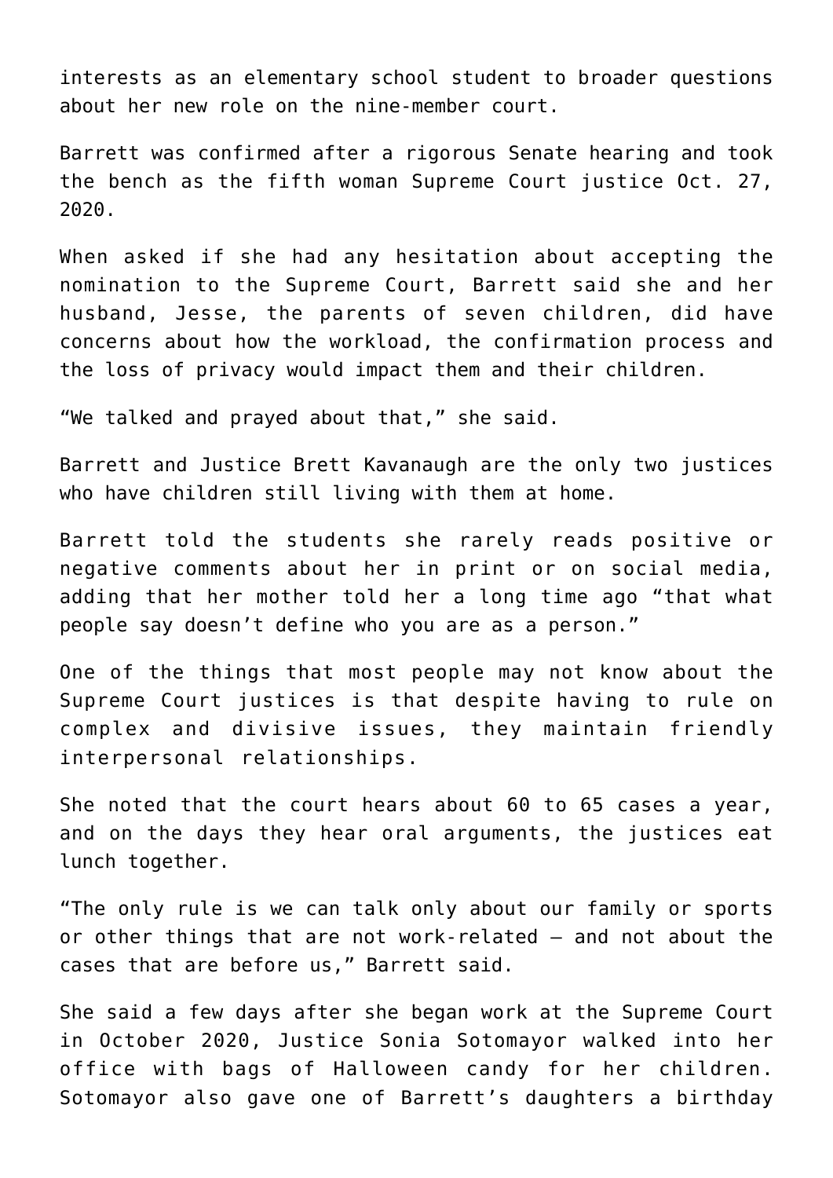interests as an elementary school student to broader questions about her new role on the nine-member court.

Barrett was confirmed after a rigorous Senate hearing and took the bench as the fifth woman Supreme Court justice Oct. 27, 2020.

When asked if she had any hesitation about accepting the nomination to the Supreme Court, Barrett said she and her husband, Jesse, the parents of seven children, did have concerns about how the workload, the confirmation process and the loss of privacy would impact them and their children.

"We talked and prayed about that," she said.

Barrett and Justice Brett Kavanaugh are the only two justices who have children still living with them at home.

Barrett told the students she rarely reads positive or negative comments about her in print or on social media, adding that her mother told her a long time ago "that what people say doesn't define who you are as a person."

One of the things that most people may not know about the Supreme Court justices is that despite having to rule on complex and divisive issues, they maintain friendly interpersonal relationships.

She noted that the court hears about 60 to 65 cases a year, and on the days they hear oral arguments, the justices eat lunch together.

"The only rule is we can talk only about our family or sports or other things that are not work-related — and not about the cases that are before us," Barrett said.

She said a few days after she began work at the Supreme Court in October 2020, Justice Sonia Sotomayor walked into her office with bags of Halloween candy for her children. Sotomayor also gave one of Barrett's daughters a birthday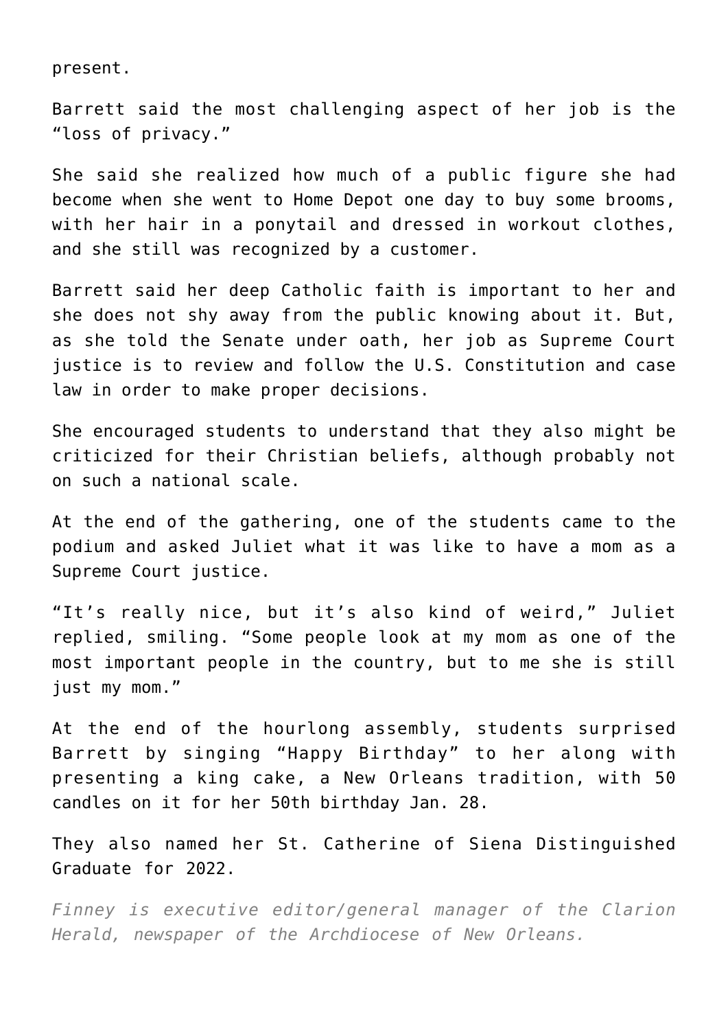present.

Barrett said the most challenging aspect of her job is the "loss of privacy."

She said she realized how much of a public figure she had become when she went to Home Depot one day to buy some brooms, with her hair in a ponytail and dressed in workout clothes, and she still was recognized by a customer.

Barrett said her deep Catholic faith is important to her and she does not shy away from the public knowing about it. But, as she told the Senate under oath, her job as Supreme Court justice is to review and follow the U.S. Constitution and case law in order to make proper decisions.

She encouraged students to understand that they also might be criticized for their Christian beliefs, although probably not on such a national scale.

At the end of the gathering, one of the students came to the podium and asked Juliet what it was like to have a mom as a Supreme Court justice.

"It's really nice, but it's also kind of weird," Juliet replied, smiling. "Some people look at my mom as one of the most important people in the country, but to me she is still just my mom."

At the end of the hourlong assembly, students surprised Barrett by singing "Happy Birthday" to her along with presenting a king cake, a New Orleans tradition, with 50 candles on it for her 50th birthday Jan. 28.

They also named her St. Catherine of Siena Distinguished Graduate for 2022.

*Finney is executive editor/general manager of the Clarion Herald, newspaper of the Archdiocese of New Orleans.*